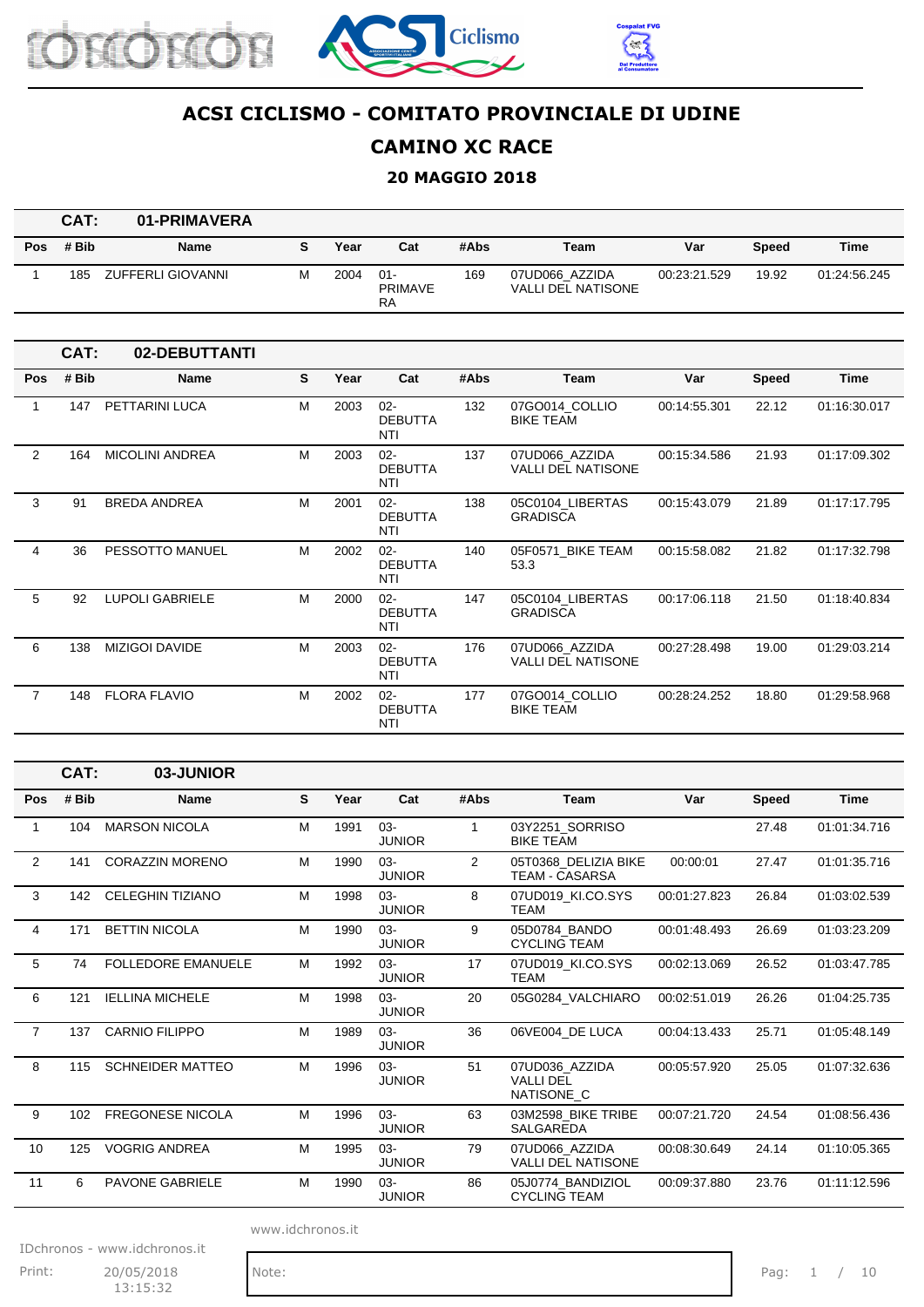# ACSI CICLISMO - COMITATO PROVINCIALE DI UDINE

## CAMINO XC RACE

### 20 MAGGIO 2018

**CAT: 01-PRIMAVERA**

| Pos | # Bib | Name | S | Year | Cat | #Abs | Team | Var | Speed | Time |
|---|---|---|---|---|---|---|---|---|---|---|
| 1 | 185 | ZUFFERLI GIOVANNI | M | 2004 | 01-PRIMAVERA | 169 | 07UD066_AZZIDA VALLI DEL NATISONE | 00:23:21.529 | 19.92 | 01:24:56.245 |

**CAT: 02-DEBUTTANTI**

| Pos | # Bib | Name | S | Year | Cat | #Abs | Team | Var | Speed | Time |
|---|---|---|---|---|---|---|---|---|---|---|
| 1 | 147 | PETTARINI LUCA | M | 2003 | 02-DEBUTTANTI | 132 | 07GO014_COLLIO BIKE TEAM | 00:14:55.301 | 22.12 | 01:16:30.017 |
| 2 | 164 | MICOLINI ANDREA | M | 2003 | 02-DEBUTTANTI | 137 | 07UD066_AZZIDA VALLI DEL NATISONE | 00:15:34.586 | 21.93 | 01:17:09.302 |
| 3 | 91 | BREDA ANDREA | M | 2001 | 02-DEBUTTANTI | 138 | 05C0104_LIBERTAS GRADISCA | 00:15:43.079 | 21.89 | 01:17:17.795 |
| 4 | 36 | PESSOTTO MANUEL | M | 2002 | 02-DEBUTTANTI | 140 | 05F0571_BIKE TEAM 53.3 | 00:15:58.082 | 21.82 | 01:17:32.798 |
| 5 | 92 | LUPOLI GABRIELE | M | 2000 | 02-DEBUTTANTI | 147 | 05C0104_LIBERTAS GRADISCA | 00:17:06.118 | 21.50 | 01:18:40.834 |
| 6 | 138 | MIZIGOI DAVIDE | M | 2003 | 02-DEBUTTANTI | 176 | 07UD066_AZZIDA VALLI DEL NATISONE | 00:27:28.498 | 19.00 | 01:29:03.214 |
| 7 | 148 | FLORA FLAVIO | M | 2002 | 02-DEBUTTANTI | 177 | 07GO014_COLLIO BIKE TEAM | 00:28:24.252 | 18.80 | 01:29:58.968 |

**CAT: 03-JUNIOR**

| Pos | # Bib | Name | S | Year | Cat | #Abs | Team | Var | Speed | Time |
|---|---|---|---|---|---|---|---|---|---|---|
| 1 | 104 | MARSON NICOLA | M | 1991 | 03-JUNIOR | 1 | 03Y2251_SORRISO BIKE TEAM | | 27.48 | 01:01:34.716 |
| 2 | 141 | CORAZZIN MORENO | M | 1990 | 03-JUNIOR | 2 | 05T0368_DELIZIA BIKE TEAM - CASARSA | 00:00:01 | 27.47 | 01:01:35.716 |
| 3 | 142 | CELEGHIN TIZIANO | M | 1998 | 03-JUNIOR | 8 | 07UD019_KI.CO.SYS TEAM | 00:01:27.823 | 26.84 | 01:03:02.539 |
| 4 | 171 | BETTIN NICOLA | M | 1990 | 03-JUNIOR | 9 | 05D0784_BANDO CYCLING TEAM | 00:01:48.493 | 26.69 | 01:03:23.209 |
| 5 | 74 | FOLLEDORE EMANUELE | M | 1992 | 03-JUNIOR | 17 | 07UD019_KI.CO.SYS TEAM | 00:02:13.069 | 26.52 | 01:03:47.785 |
| 6 | 121 | IELLINA MICHELE | M | 1998 | 03-JUNIOR | 20 | 05G0284_VALCHIARO | 00:02:51.019 | 26.26 | 01:04:25.735 |
| 7 | 137 | CARNIO FILIPPO | M | 1989 | 03-JUNIOR | 36 | 06VE004_DE LUCA | 00:04:13.433 | 25.71 | 01:05:48.149 |
| 8 | 115 | SCHNEIDER MATTEO | M | 1996 | 03-JUNIOR | 51 | 07UD036_AZZIDA VALLI DEL NATISONE_C | 00:05:57.920 | 25.05 | 01:07:32.636 |
| 9 | 102 | FREGONESE NICOLA | M | 1996 | 03-JUNIOR | 63 | 03M2598_BIKE TRIBE SALGAREDA | 00:07:21.720 | 24.54 | 01:08:56.436 |
| 10 | 125 | VOGRIG ANDREA | M | 1995 | 03-JUNIOR | 79 | 07UD066_AZZIDA VALLI DEL NATISONE | 00:08:30.649 | 24.14 | 01:10:05.365 |
| 11 | 6 | PAVONE GABRIELE | M | 1990 | 03-JUNIOR | 86 | 05J0774_BANDIZIOL CYCLING TEAM | 00:09:37.880 | 23.76 | 01:11:12.596 |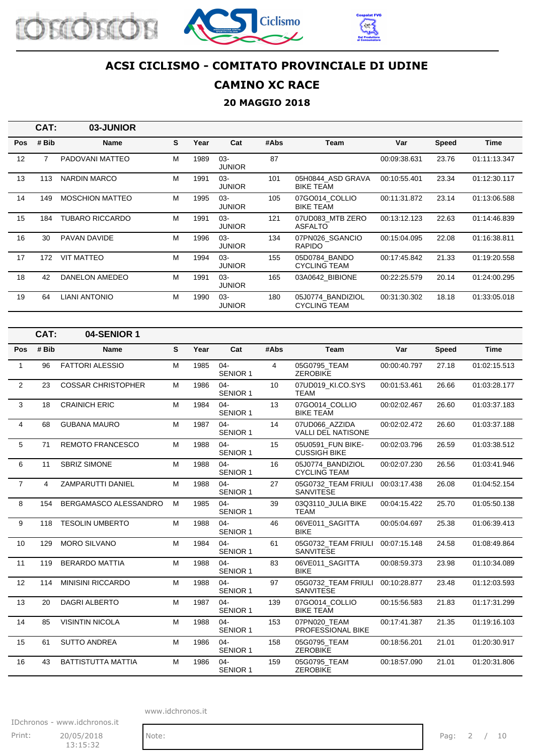# ACSI CICLISMO - COMITATO PROVINCIALE DI UDINE

## CAMINO XC RACE

### 20 MAGGIO 2018

**CAT: 03-JUNIOR**

| Pos | # Bib | Name | S | Year | Cat | #Abs | Team | Var | Speed | Time |
|---|---|---|---|---|---|---|---|---|---|---|
| 12 | 7 | PADOVANI MATTEO | M | 1989 | 03-JUNIOR | 87 | | 00:09:38.631 | 23.76 | 01:11:13.347 |
| 13 | 113 | NARDIN MARCO | M | 1991 | 03-JUNIOR | 101 | 05H0844_ASD GRAVA BIKE TEAM | 00:10:55.401 | 23.34 | 01:12:30.117 |
| 14 | 149 | MOSCHION MATTEO | M | 1995 | 03-JUNIOR | 105 | 07GO014_COLLIO BIKE TEAM | 00:11:31.872 | 23.14 | 01:13:06.588 |
| 15 | 184 | TUBARO RICCARDO | M | 1991 | 03-JUNIOR | 121 | 07UD083_MTB ZERO ASFALTO | 00:13:12.123 | 22.63 | 01:14:46.839 |
| 16 | 30 | PAVAN DAVIDE | M | 1996 | 03-JUNIOR | 134 | 07PN026_SGANCIO RAPIDO | 00:15:04.095 | 22.08 | 01:16:38.811 |
| 17 | 172 | VIT MATTEO | M | 1994 | 03-JUNIOR | 155 | 05D0784_BANDO CYCLING TEAM | 00:17:45.842 | 21.33 | 01:19:20.558 |
| 18 | 42 | DANELON AMEDEO | M | 1991 | 03-JUNIOR | 165 | 03A0642_BIBIONE | 00:22:25.579 | 20.14 | 01:24:00.295 |
| 19 | 64 | LIANI ANTONIO | M | 1990 | 03-JUNIOR | 180 | 05J0774_BANDIZIOL CYCLING TEAM | 00:31:30.302 | 18.18 | 01:33:05.018 |

**CAT: 04-SENIOR 1**

| Pos | # Bib | Name | S | Year | Cat | #Abs | Team | Var | Speed | Time |
|---|---|---|---|---|---|---|---|---|---|---|
| 1 | 96 | FATTORI ALESSIO | M | 1985 | 04-SENIOR 1 | 4 | 05G0795_TEAM ZEROBIKE | 00:00:40.797 | 27.18 | 01:02:15.513 |
| 2 | 23 | COSSAR CHRISTOPHER | M | 1986 | 04-SENIOR 1 | 10 | 07UD019_KI.CO.SYS TEAM | 00:01:53.461 | 26.66 | 01:03:28.177 |
| 3 | 18 | CRAINICH ERIC | M | 1984 | 04-SENIOR 1 | 13 | 07GO014_COLLIO BIKE TEAM | 00:02:02.467 | 26.60 | 01:03:37.183 |
| 4 | 68 | GUBANA MAURO | M | 1987 | 04-SENIOR 1 | 14 | 07UD066_AZZIDA VALLI DEL NATISONE | 00:02:02.472 | 26.60 | 01:03:37.188 |
| 5 | 71 | REMOTO FRANCESCO | M | 1988 | 04-SENIOR 1 | 15 | 05U0591_FUN BIKE-CUSSIGH BIKE | 00:02:03.796 | 26.59 | 01:03:38.512 |
| 6 | 11 | SBRIZ SIMONE | M | 1988 | 04-SENIOR 1 | 16 | 05J0774_BANDIZIOL CYCLING TEAM | 00:02:07.230 | 26.56 | 01:03:41.946 |
| 7 | 4 | ZAMPARUTTI DANIEL | M | 1988 | 04-SENIOR 1 | 27 | 05G0732_TEAM FRIULI SANVITESE | 00:03:17.438 | 26.08 | 01:04:52.154 |
| 8 | 154 | BERGAMASCO ALESSANDRO | M | 1985 | 04-SENIOR 1 | 39 | 03Q3110_JULIA BIKE TEAM | 00:04:15.422 | 25.70 | 01:05:50.138 |
| 9 | 118 | TESOLIN UMBERTO | M | 1988 | 04-SENIOR 1 | 46 | 06VE011_SAGITTA BIKE | 00:05:04.697 | 25.38 | 01:06:39.413 |
| 10 | 129 | MORO SILVANO | M | 1984 | 04-SENIOR 1 | 61 | 05G0732_TEAM FRIULI SANVITESE | 00:07:15.148 | 24.58 | 01:08:49.864 |
| 11 | 119 | BERARDO MATTIA | M | 1988 | 04-SENIOR 1 | 83 | 06VE011_SAGITTA BIKE | 00:08:59.373 | 23.98 | 01:10:34.089 |
| 12 | 114 | MINISINI RICCARDO | M | 1988 | 04-SENIOR 1 | 97 | 05G0732_TEAM FRIULI SANVITESE | 00:10:28.877 | 23.48 | 01:12:03.593 |
| 13 | 20 | DAGRI ALBERTO | M | 1987 | 04-SENIOR 1 | 139 | 07GO014_COLLIO BIKE TEAM | 00:15:56.583 | 21.83 | 01:17:31.299 |
| 14 | 85 | VISINTIN NICOLA | M | 1988 | 04-SENIOR 1 | 153 | 07PN020_TEAM PROFESSIONAL BIKE | 00:17:41.387 | 21.35 | 01:19:16.103 |
| 15 | 61 | SUTTO ANDREA | M | 1986 | 04-SENIOR 1 | 158 | 05G0795_TEAM ZEROBIKE | 00:18:56.201 | 21.01 | 01:20:30.917 |
| 16 | 43 | BATTISTUTTA MATTIA | M | 1986 | 04-SENIOR 1 | 159 | 05G0795_TEAM ZEROBIKE | 00:18:57.090 | 21.01 | 01:20:31.806 |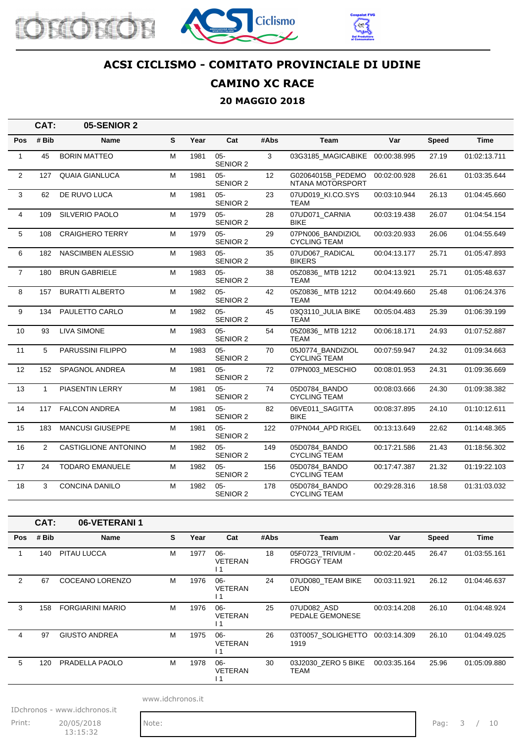# ACSI CICLISMO - COMITATO PROVINCIALE DI UDINE

## CAMINO XC RACE

### 20 MAGGIO 2018

**CAT: 05-SENIOR 2**

| Pos | # Bib | Name | S | Year | Cat | #Abs | Team | Var | Speed | Time |
|---|---|---|---|---|---|---|---|---|---|---|
| 1 | 45 | BORIN MATTEO | M | 1981 | 05-SENIOR 2 | 3 | 03G3185_MAGICABIKE | 00:00:38.995 | 27.19 | 01:02:13.711 |
| 2 | 127 | QUAIA GIANLUCA | M | 1981 | 05-SENIOR 2 | 12 | G02064015B_PEDEMONTANA MOTORSPORT | 00:02:00.928 | 26.61 | 01:03:35.644 |
| 3 | 62 | DE RUVO LUCA | M | 1981 | 05-SENIOR 2 | 23 | 07UD019_KI.CO.SYS TEAM | 00:03:10.944 | 26.13 | 01:04:45.660 |
| 4 | 109 | SILVERIO PAOLO | M | 1979 | 05-SENIOR 2 | 28 | 07UD071_CARNIA BIKE | 00:03:19.438 | 26.07 | 01:04:54.154 |
| 5 | 108 | CRAIGHERO TERRY | M | 1979 | 05-SENIOR 2 | 29 | 07PN006_BANDIZIOL CYCLING TEAM | 00:03:20.933 | 26.06 | 01:04:55.649 |
| 6 | 182 | NASCIMBEN ALESSIO | M | 1983 | 05-SENIOR 2 | 35 | 07UD067_RADICAL BIKERS | 00:04:13.177 | 25.71 | 01:05:47.893 |
| 7 | 180 | BRUN GABRIELE | M | 1983 | 05-SENIOR 2 | 38 | 05Z0836_ MTB 1212 TEAM | 00:04:13.921 | 25.71 | 01:05:48.637 |
| 8 | 157 | BURATTI ALBERTO | M | 1982 | 05-SENIOR 2 | 42 | 05Z0836_ MTB 1212 TEAM | 00:04:49.660 | 25.48 | 01:06:24.376 |
| 9 | 134 | PAULETTO CARLO | M | 1982 | 05-SENIOR 2 | 45 | 03Q3110_JULIA BIKE TEAM | 00:05:04.483 | 25.39 | 01:06:39.199 |
| 10 | 93 | LIVA SIMONE | M | 1983 | 05-SENIOR 2 | 54 | 05Z0836_ MTB 1212 TEAM | 00:06:18.171 | 24.93 | 01:07:52.887 |
| 11 | 5 | PARUSSINI FILIPPO | M | 1983 | 05-SENIOR 2 | 70 | 05J0774_BANDIZIOL CYCLING TEAM | 00:07:59.947 | 24.32 | 01:09:34.663 |
| 12 | 152 | SPAGNOL ANDREA | M | 1981 | 05-SENIOR 2 | 72 | 07PN003_MESCHIO | 00:08:01.953 | 24.31 | 01:09:36.669 |
| 13 | 1 | PIASENTIN LERRY | M | 1981 | 05-SENIOR 2 | 74 | 05D0784_BANDO CYCLING TEAM | 00:08:03.666 | 24.30 | 01:09:38.382 |
| 14 | 117 | FALCON ANDREA | M | 1981 | 05-SENIOR 2 | 82 | 06VE011_SAGITTA BIKE | 00:08:37.895 | 24.10 | 01:10:12.611 |
| 15 | 183 | MANCUSI GIUSEPPE | M | 1981 | 05-SENIOR 2 | 122 | 07PN044_APD RIGEL | 00:13:13.649 | 22.62 | 01:14:48.365 |
| 16 | 2 | CASTIGLIONE ANTONINO | M | 1982 | 05-SENIOR 2 | 149 | 05D0784_BANDO CYCLING TEAM | 00:17:21.586 | 21.43 | 01:18:56.302 |
| 17 | 24 | TODARO EMANUELE | M | 1982 | 05-SENIOR 2 | 156 | 05D0784_BANDO CYCLING TEAM | 00:17:47.387 | 21.32 | 01:19:22.103 |
| 18 | 3 | CONCINA DANILO | M | 1982 | 05-SENIOR 2 | 178 | 05D0784_BANDO CYCLING TEAM | 00:29:28.316 | 18.58 | 01:31:03.032 |

**CAT: 06-VETERANI 1**

| Pos | # Bib | Name | S | Year | Cat | #Abs | Team | Var | Speed | Time |
|---|---|---|---|---|---|---|---|---|---|---|
| 1 | 140 | PITAU LUCCA | M | 1977 | 06-VETERANI 1 | 18 | 05F0723_TRIVIUM - FROGGY TEAM | 00:02:20.445 | 26.47 | 01:03:55.161 |
| 2 | 67 | COCEANO LORENZO | M | 1976 | 06-VETERANI 1 | 24 | 07UD080_TEAM BIKE LEON | 00:03:11.921 | 26.12 | 01:04:46.637 |
| 3 | 158 | FORGIARINI MARIO | M | 1976 | 06-VETERANI 1 | 25 | 07UD082_ASD PEDALE GEMONESE | 00:03:14.208 | 26.10 | 01:04:48.924 |
| 4 | 97 | GIUSTO ANDREA | M | 1975 | 06-VETERANI 1 | 26 | 03T0057_SOLIGHETTO 1919 | 00:03:14.309 | 26.10 | 01:04:49.025 |
| 5 | 120 | PRADELLA PAOLO | M | 1978 | 06-VETERANI 1 | 30 | 03J2030_ZERO 5 BIKE TEAM | 00:03:35.164 | 25.96 | 01:05:09.880 |

www.idchronos.it

IDchronos - www.idchronos.it

Print: 20/05/2018 13:15:32

Note: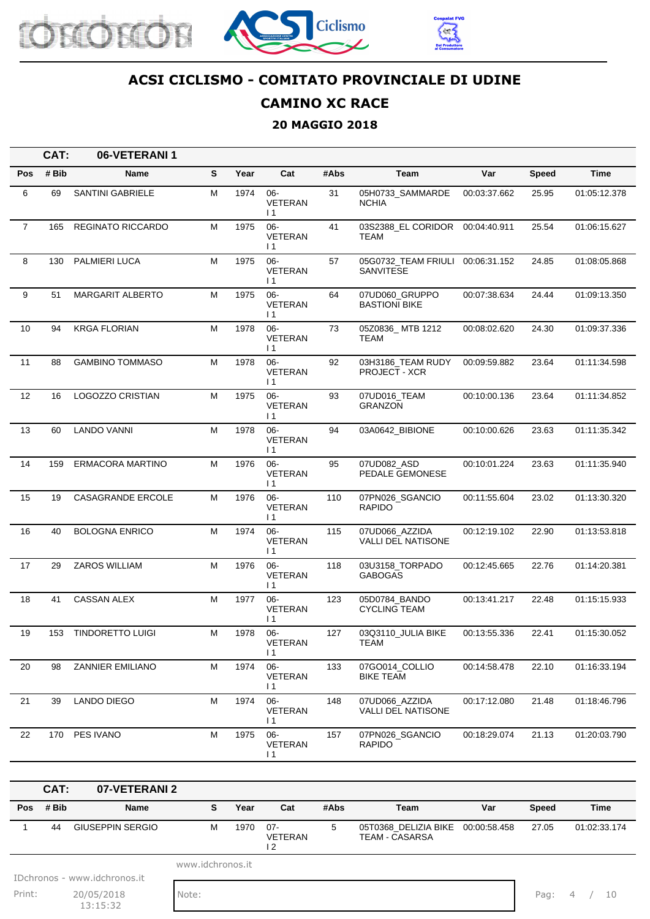# ACSI CICLISMO - COMITATO PROVINCIALE DI UDINE

## CAMINO XC RACE

### 20 MAGGIO 2018

**CAT: 06-VETERANI 1**

| Pos | # Bib | Name | S | Year | Cat | #Abs | Team | Var | Speed | Time |
|---|---|---|---|---|---|---|---|---|---|---|
| 6 | 69 | SANTINI GABRIELE | M | 1974 | 06-VETERANI 1 | 31 | 05H0733_SAMMARDENCHIA | 00:03:37.662 | 25.95 | 01:05:12.378 |
| 7 | 165 | REGINATO RICCARDO | M | 1975 | 06-VETERANI 1 | 41 | 03S2388_EL CORIDOR TEAM | 00:04:40.911 | 25.54 | 01:06:15.627 |
| 8 | 130 | PALMIERI LUCA | M | 1975 | 06-VETERANI 1 | 57 | 05G0732_TEAM FRIULI SANVITESE | 00:06:31.152 | 24.85 | 01:08:05.868 |
| 9 | 51 | MARGARIT ALBERTO | M | 1975 | 06-VETERANI 1 | 64 | 07UD060_GRUPPO BASTIONI BIKE | 00:07:38.634 | 24.44 | 01:09:13.350 |
| 10 | 94 | KRGA FLORIAN | M | 1978 | 06-VETERANI 1 | 73 | 05Z0836_ MTB 1212 TEAM | 00:08:02.620 | 24.30 | 01:09:37.336 |
| 11 | 88 | GAMBINO TOMMASO | M | 1978 | 06-VETERANI 1 | 92 | 03H3186_TEAM RUDY PROJECT - XCR | 00:09:59.882 | 23.64 | 01:11:34.598 |
| 12 | 16 | LOGOZZO CRISTIAN | M | 1975 | 06-VETERANI 1 | 93 | 07UD016_TEAM GRANZON | 00:10:00.136 | 23.64 | 01:11:34.852 |
| 13 | 60 | LANDO VANNI | M | 1978 | 06-VETERANI 1 | 94 | 03A0642_BIBIONE | 00:10:00.626 | 23.63 | 01:11:35.342 |
| 14 | 159 | ERMACORA MARTINO | M | 1976 | 06-VETERANI 1 | 95 | 07UD082_ASD PEDALE GEMONESE | 00:10:01.224 | 23.63 | 01:11:35.940 |
| 15 | 19 | CASAGRANDE ERCOLE | M | 1976 | 06-VETERANI 1 | 110 | 07PN026_SGANCIO RAPIDO | 00:11:55.604 | 23.02 | 01:13:30.320 |
| 16 | 40 | BOLOGNA ENRICO | M | 1974 | 06-VETERANI 1 | 115 | 07UD066_AZZIDA VALLI DEL NATISONE | 00:12:19.102 | 22.90 | 01:13:53.818 |
| 17 | 29 | ZAROS WILLIAM | M | 1976 | 06-VETERANI 1 | 118 | 03U3158_TORPADO GABOGAS | 00:12:45.665 | 22.76 | 01:14:20.381 |
| 18 | 41 | CASSAN ALEX | M | 1977 | 06-VETERANI 1 | 123 | 05D0784_BANDO CYCLING TEAM | 00:13:41.217 | 22.48 | 01:15:15.933 |
| 19 | 153 | TINDORETTO LUIGI | M | 1978 | 06-VETERANI 1 | 127 | 03Q3110_JULIA BIKE TEAM | 00:13:55.336 | 22.41 | 01:15:30.052 |
| 20 | 98 | ZANNIER EMILIANO | M | 1974 | 06-VETERANI 1 | 133 | 07GO014_COLLIO BIKE TEAM | 00:14:58.478 | 22.10 | 01:16:33.194 |
| 21 | 39 | LANDO DIEGO | M | 1974 | 06-VETERANI 1 | 148 | 07UD066_AZZIDA VALLI DEL NATISONE | 00:17:12.080 | 21.48 | 01:18:46.796 |
| 22 | 170 | PES IVANO | M | 1975 | 06-VETERANI 1 | 157 | 07PN026_SGANCIO RAPIDO | 00:18:29.074 | 21.13 | 01:20:03.790 |

**CAT: 07-VETERANI 2**

| Pos | # Bib | Name | S | Year | Cat | #Abs | Team | Var | Speed | Time |
|---|---|---|---|---|---|---|---|---|---|---|
| 1 | 44 | GIUSEPPIN SERGIO | M | 1970 | 07-VETERANI 2 | 5 | 05T0368_DELIZIA BIKE TEAM - CASARSA | 00:00:58.458 | 27.05 | 01:02:33.174 |

www.idchronos.it

IDchronos - www.idchronos.it

Print: 20/05/2018 13:15:32

Note: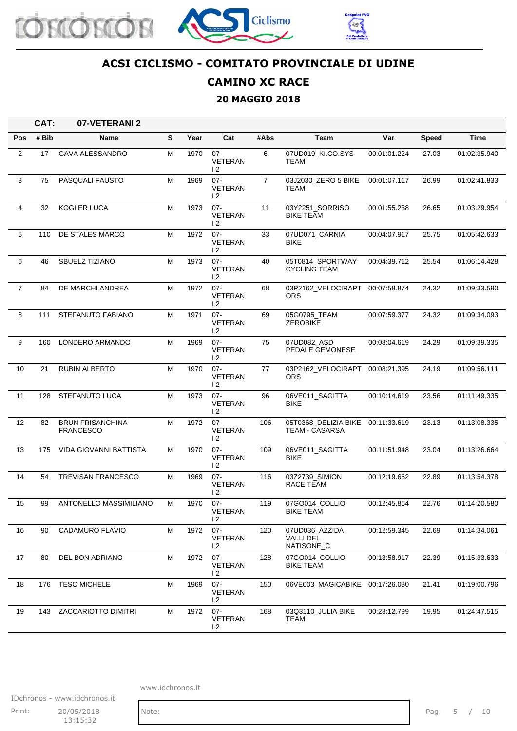# ACSI CICLISMO - COMITATO PROVINCIALE DI UDINE

## CAMINO XC RACE

### 20 MAGGIO 2018

**CAT: 07-VETERANI 2**

| Pos | # Bib | Name | S | Year | Cat | #Abs | Team | Var | Speed | Time |
|---|---|---|---|---|---|---|---|---|---|---|
| 2 | 17 | GAVA ALESSANDRO | M | 1970 | 07-VETERANI 2 | 6 | 07UD019_KI.CO.SYS TEAM | 00:01:01.224 | 27.03 | 01:02:35.940 |
| 3 | 75 | PASQUALI FAUSTO | M | 1969 | 07-VETERANI 2 | 7 | 03J2030_ZERO 5 BIKE TEAM | 00:01:07.117 | 26.99 | 01:02:41.833 |
| 4 | 32 | KOGLER LUCA | M | 1973 | 07-VETERANI 2 | 11 | 03Y2251_SORRISO BIKE TEAM | 00:01:55.238 | 26.65 | 01:03:29.954 |
| 5 | 110 | DE STALES MARCO | M | 1972 | 07-VETERANI 2 | 33 | 07UD071_CARNIA BIKE | 00:04:07.917 | 25.75 | 01:05:42.633 |
| 6 | 46 | SBUELZ TIZIANO | M | 1973 | 07-VETERANI 2 | 40 | 05T0814_SPORTWAY CYCLING TEAM | 00:04:39.712 | 25.54 | 01:06:14.428 |
| 7 | 84 | DE MARCHI ANDREA | M | 1972 | 07-VETERANI 2 | 68 | 03P2162_VELOCIRAPTORS | 00:07:58.874 | 24.32 | 01:09:33.590 |
| 8 | 111 | STEFANUTO FABIANO | M | 1971 | 07-VETERANI 2 | 69 | 05G0795_TEAM ZEROBIKE | 00:07:59.377 | 24.32 | 01:09:34.093 |
| 9 | 160 | LONDERO ARMANDO | M | 1969 | 07-VETERANI 2 | 75 | 07UD082_ASD PEDALE GEMONESE | 00:08:04.619 | 24.29 | 01:09:39.335 |
| 10 | 21 | RUBIN ALBERTO | M | 1970 | 07-VETERANI 2 | 77 | 03P2162_VELOCIRAPTORS | 00:08:21.395 | 24.19 | 01:09:56.111 |
| 11 | 128 | STEFANUTO LUCA | M | 1973 | 07-VETERANI 2 | 96 | 06VE011_SAGITTA BIKE | 00:10:14.619 | 23.56 | 01:11:49.335 |
| 12 | 82 | BRUN FRISANCHINA FRANCESCO | M | 1972 | 07-VETERANI 2 | 106 | 05T0368_DELIZIA BIKE TEAM - CASARSA | 00:11:33.619 | 23.13 | 01:13:08.335 |
| 13 | 175 | VIDA GIOVANNI BATTISTA | M | 1970 | 07-VETERANI 2 | 109 | 06VE011_SAGITTA BIKE | 00:11:51.948 | 23.04 | 01:13:26.664 |
| 14 | 54 | TREVISAN FRANCESCO | M | 1969 | 07-VETERANI 2 | 116 | 03Z2739_SIMION RACE TEAM | 00:12:19.662 | 22.89 | 01:13:54.378 |
| 15 | 99 | ANTONELLO MASSIMILIANO | M | 1970 | 07-VETERANI 2 | 119 | 07GO014_COLLIO BIKE TEAM | 00:12:45.864 | 22.76 | 01:14:20.580 |
| 16 | 90 | CADAMURO FLAVIO | M | 1972 | 07-VETERANI 2 | 120 | 07UD036_AZZIDA VALLI DEL NATISONE_C | 00:12:59.345 | 22.69 | 01:14:34.061 |
| 17 | 80 | DEL BON ADRIANO | M | 1972 | 07-VETERANI 2 | 128 | 07GO014_COLLIO BIKE TEAM | 00:13:58.917 | 22.39 | 01:15:33.633 |
| 18 | 176 | TESO MICHELE | M | 1969 | 07-VETERANI 2 | 150 | 06VE003_MAGICABIKE | 00:17:26.080 | 21.41 | 01:19:00.796 |
| 19 | 143 | ZACCARIOTTO DIMITRI | M | 1972 | 07-VETERANI 2 | 168 | 03Q3110_JULIA BIKE TEAM | 00:23:12.799 | 19.95 | 01:24:47.515 |

www.idchronos.it

IDchronos - www.idchronos.it

Print: 20/05/2018 13:15:32

Note: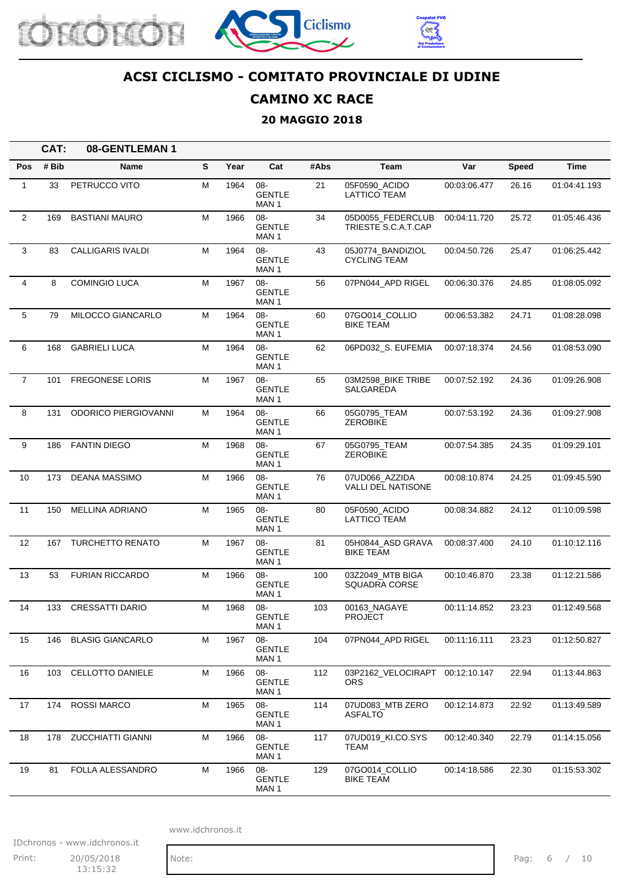# ACSI CICLISMO - COMITATO PROVINCIALE DI UDINE

## CAMINO XC RACE

### 20 MAGGIO 2018

**CAT: 08-GENTLEMAN 1**

| Pos | # Bib | Name | S | Year | Cat | #Abs | Team | Var | Speed | Time |
|---|---|---|---|---|---|---|---|---|---|---|
| 1 | 33 | PETRUCCO VITO | M | 1964 | 08-GENTLEMAN 1 | 21 | 05F0590_ACIDO LATTICO TEAM | 00:03:06.477 | 26.16 | 01:04:41.193 |
| 2 | 169 | BASTIANI MAURO | M | 1966 | 08-GENTLEMAN 1 | 34 | 05D0055_FEDERCLUB TRIESTE S.C.A.T.CAP | 00:04:11.720 | 25.72 | 01:05:46.436 |
| 3 | 83 | CALLIGARIS IVALDI | M | 1964 | 08-GENTLEMAN 1 | 43 | 05J0774_BANDIZIOL CYCLING TEAM | 00:04:50.726 | 25.47 | 01:06:25.442 |
| 4 | 8 | COMINGIO LUCA | M | 1967 | 08-GENTLEMAN 1 | 56 | 07PN044_APD RIGEL | 00:06:30.376 | 24.85 | 01:08:05.092 |
| 5 | 79 | MILOCCO GIANCARLO | M | 1964 | 08-GENTLEMAN 1 | 60 | 07GO014_COLLIO BIKE TEAM | 00:06:53.382 | 24.71 | 01:08:28.098 |
| 6 | 168 | GABRIELI LUCA | M | 1964 | 08-GENTLEMAN 1 | 62 | 06PD032_S. EUFEMIA | 00:07:18.374 | 24.56 | 01:08:53.090 |
| 7 | 101 | FREGONESE LORIS | M | 1967 | 08-GENTLEMAN 1 | 65 | 03M2598_BIKE TRIBE SALGAREDA | 00:07:52.192 | 24.36 | 01:09:26.908 |
| 8 | 131 | ODORICO PIERGIOVANNI | M | 1964 | 08-GENTLEMAN 1 | 66 | 05G0795_TEAM ZEROBIKE | 00:07:53.192 | 24.36 | 01:09:27.908 |
| 9 | 186 | FANTIN DIEGO | M | 1968 | 08-GENTLEMAN 1 | 67 | 05G0795_TEAM ZEROBIKE | 00:07:54.385 | 24.35 | 01:09:29.101 |
| 10 | 173 | DEANA MASSIMO | M | 1966 | 08-GENTLEMAN 1 | 76 | 07UD066_AZZIDA VALLI DEL NATISONE | 00:08:10.874 | 24.25 | 01:09:45.590 |
| 11 | 150 | MELLINA ADRIANO | M | 1965 | 08-GENTLEMAN 1 | 80 | 05F0590_ACIDO LATTICO TEAM | 00:08:34.882 | 24.12 | 01:10:09.598 |
| 12 | 167 | TURCHETTO RENATO | M | 1967 | 08-GENTLEMAN 1 | 81 | 05H0844_ASD GRAVA BIKE TEAM | 00:08:37.400 | 24.10 | 01:10:12.116 |
| 13 | 53 | FURIAN RICCARDO | M | 1966 | 08-GENTLEMAN 1 | 100 | 03Z2049_MTB BIGA SQUADRA CORSE | 00:10:46.870 | 23.38 | 01:12:21.586 |
| 14 | 133 | CRESSATTI DARIO | M | 1968 | 08-GENTLEMAN 1 | 103 | 00163_NAGAYE PROJECT | 00:11:14.852 | 23.23 | 01:12:49.568 |
| 15 | 146 | BLASIG GIANCARLO | M | 1967 | 08-GENTLEMAN 1 | 104 | 07PN044_APD RIGEL | 00:11:16.111 | 23.23 | 01:12:50.827 |
| 16 | 103 | CELLOTTO DANIELE | M | 1966 | 08-GENTLEMAN 1 | 112 | 03P2162_VELOCIRAPTORS | 00:12:10.147 | 22.94 | 01:13:44.863 |
| 17 | 174 | ROSSI MARCO | M | 1965 | 08-GENTLEMAN 1 | 114 | 07UD083_MTB ZERO ASFALTO | 00:12:14.873 | 22.92 | 01:13:49.589 |
| 18 | 178 | ZUCCHIATTI GIANNI | M | 1966 | 08-GENTLEMAN 1 | 117 | 07UD019_KI.CO.SYS TEAM | 00:12:40.340 | 22.79 | 01:14:15.056 |
| 19 | 81 | FOLLA ALESSANDRO | M | 1966 | 08-GENTLEMAN 1 | 129 | 07GO014_COLLIO BIKE TEAM | 00:14:18.586 | 22.30 | 01:15:53.302 |

www.idchronos.it

IDchronos - www.idchronos.it

Print: 20/05/2018 13:15:32

Note: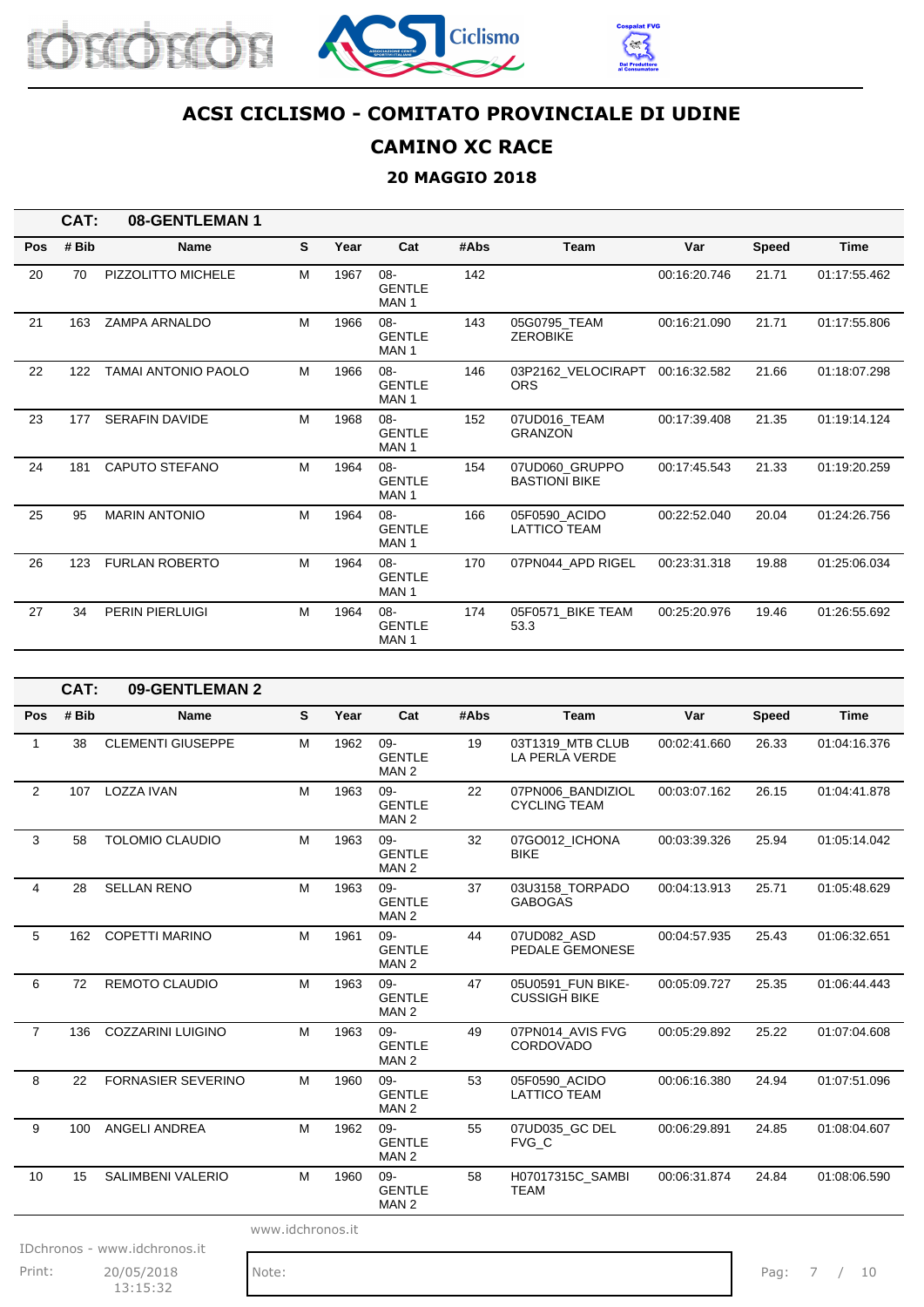# ACSI CICLISMO - COMITATO PROVINCIALE DI UDINE

## CAMINO XC RACE

### 20 MAGGIO 2018

**CAT: 08-GENTLEMAN 1**

| Pos | # Bib | Name | S | Year | Cat | #Abs | Team | Var | Speed | Time |
|---|---|---|---|---|---|---|---|---|---|---|
| 20 | 70 | PIZZOLITTO MICHELE | M | 1967 | 08-GENTLEMAN 1 | 142 | | 00:16:20.746 | 21.71 | 01:17:55.462 |
| 21 | 163 | ZAMPA ARNALDO | M | 1966 | 08-GENTLEMAN 1 | 143 | 05G0795_TEAM ZEROBIKE | 00:16:21.090 | 21.71 | 01:17:55.806 |
| 22 | 122 | TAMAI ANTONIO PAOLO | M | 1966 | 08-GENTLEMAN 1 | 146 | 03P2162_VELOCIRAPTORS | 00:16:32.582 | 21.66 | 01:18:07.298 |
| 23 | 177 | SERAFIN DAVIDE | M | 1968 | 08-GENTLEMAN 1 | 152 | 07UD016_TEAM GRANZON | 00:17:39.408 | 21.35 | 01:19:14.124 |
| 24 | 181 | CAPUTO STEFANO | M | 1964 | 08-GENTLEMAN 1 | 154 | 07UD060_GRUPPO BASTIONI BIKE | 00:17:45.543 | 21.33 | 01:19:20.259 |
| 25 | 95 | MARIN ANTONIO | M | 1964 | 08-GENTLEMAN 1 | 166 | 05F0590_ACIDO LATTICO TEAM | 00:22:52.040 | 20.04 | 01:24:26.756 |
| 26 | 123 | FURLAN ROBERTO | M | 1964 | 08-GENTLEMAN 1 | 170 | 07PN044_APD RIGEL | 00:23:31.318 | 19.88 | 01:25:06.034 |
| 27 | 34 | PERIN PIERLUIGI | M | 1964 | 08-GENTLEMAN 1 | 174 | 05F0571_BIKE TEAM 53.3 | 00:25:20.976 | 19.46 | 01:26:55.692 |

**CAT: 09-GENTLEMAN 2**

| Pos | # Bib | Name | S | Year | Cat | #Abs | Team | Var | Speed | Time |
|---|---|---|---|---|---|---|---|---|---|---|
| 1 | 38 | CLEMENTI GIUSEPPE | M | 1962 | 09-GENTLEMAN 2 | 19 | 03T1319_MTB CLUB LA PERLA VERDE | 00:02:41.660 | 26.33 | 01:04:16.376 |
| 2 | 107 | LOZZA IVAN | M | 1963 | 09-GENTLEMAN 2 | 22 | 07PN006_BANDIZIOL CYCLING TEAM | 00:03:07.162 | 26.15 | 01:04:41.878 |
| 3 | 58 | TOLOMIO CLAUDIO | M | 1963 | 09-GENTLEMAN 2 | 32 | 07GO012_ICHONA BIKE | 00:03:39.326 | 25.94 | 01:05:14.042 |
| 4 | 28 | SELLAN RENO | M | 1963 | 09-GENTLEMAN 2 | 37 | 03U3158_TORPADO GABOGAS | 00:04:13.913 | 25.71 | 01:05:48.629 |
| 5 | 162 | COPETTI MARINO | M | 1961 | 09-GENTLEMAN 2 | 44 | 07UD082_ASD PEDALE GEMONESE | 00:04:57.935 | 25.43 | 01:06:32.651 |
| 6 | 72 | REMOTO CLAUDIO | M | 1963 | 09-GENTLEMAN 2 | 47 | 05U0591_FUN BIKE-CUSSIGH BIKE | 00:05:09.727 | 25.35 | 01:06:44.443 |
| 7 | 136 | COZZARINI LUIGINO | M | 1963 | 09-GENTLEMAN 2 | 49 | 07PN014_AVIS FVG CORDOVADO | 00:05:29.892 | 25.22 | 01:07:04.608 |
| 8 | 22 | FORNASIER SEVERINO | M | 1960 | 09-GENTLEMAN 2 | 53 | 05F0590_ACIDO LATTICO TEAM | 00:06:16.380 | 24.94 | 01:07:51.096 |
| 9 | 100 | ANGELI ANDREA | M | 1962 | 09-GENTLEMAN 2 | 55 | 07UD035_GC DEL FVG_C | 00:06:29.891 | 24.85 | 01:08:04.607 |
| 10 | 15 | SALIMBENI VALERIO | M | 1960 | 09-GENTLEMAN 2 | 58 | H07017315C_SAMBI TEAM | 00:06:31.874 | 24.84 | 01:08:06.590 |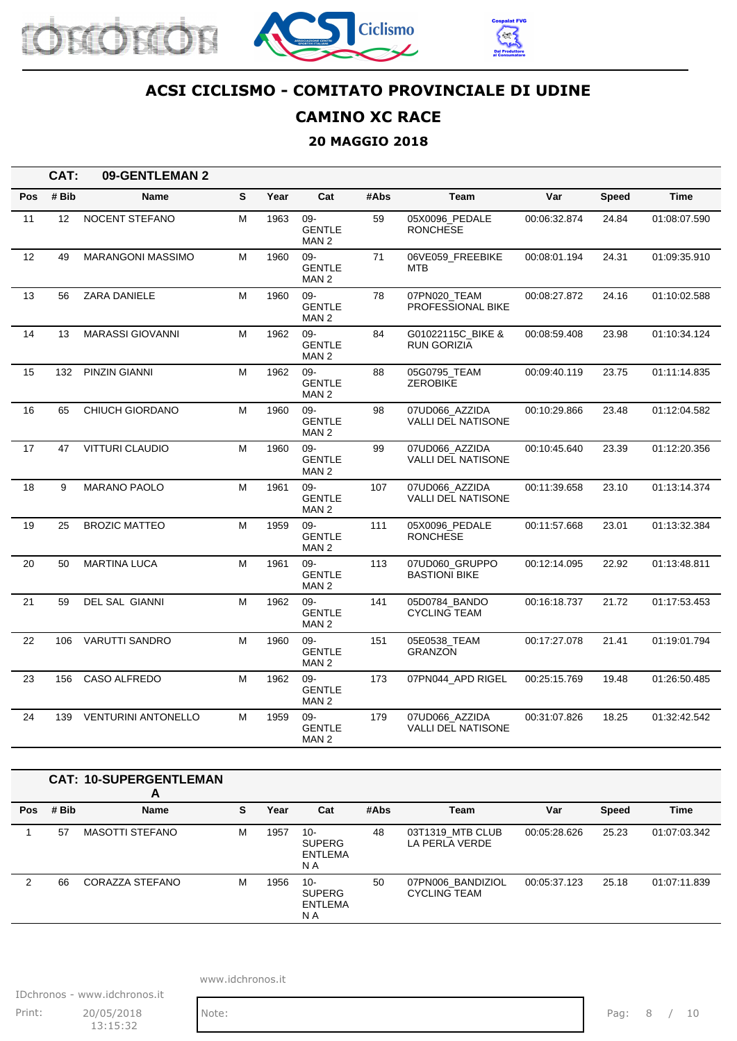# ACSI CICLISMO - COMITATO PROVINCIALE DI UDINE

## CAMINO XC RACE

### 20 MAGGIO 2018

**CAT: 09-GENTLEMAN 2**

| Pos | # Bib | Name | S | Year | Cat | #Abs | Team | Var | Speed | Time |
|---|---|---|---|---|---|---|---|---|---|---|
| 11 | 12 | NOCENT STEFANO | M | 1963 | 09-GENTLE MAN 2 | 59 | 05X0096_PEDALE RONCHESE | 00:06:32.874 | 24.84 | 01:08:07.590 |
| 12 | 49 | MARANGONI MASSIMO | M | 1960 | 09-GENTLE MAN 2 | 71 | 06VE059_FREEBIKE MTB | 00:08:01.194 | 24.31 | 01:09:35.910 |
| 13 | 56 | ZARA DANIELE | M | 1960 | 09-GENTLE MAN 2 | 78 | 07PN020_TEAM PROFESSIONAL BIKE | 00:08:27.872 | 24.16 | 01:10:02.588 |
| 14 | 13 | MARASSI GIOVANNI | M | 1962 | 09-GENTLE MAN 2 | 84 | G01022115C_BIKE & RUN GORIZIA | 00:08:59.408 | 23.98 | 01:10:34.124 |
| 15 | 132 | PINZIN GIANNI | M | 1962 | 09-GENTLE MAN 2 | 88 | 05G0795_TEAM ZEROBIKE | 00:09:40.119 | 23.75 | 01:11:14.835 |
| 16 | 65 | CHIUCH GIORDANO | M | 1960 | 09-GENTLE MAN 2 | 98 | 07UD066_AZZIDA VALLI DEL NATISONE | 00:10:29.866 | 23.48 | 01:12:04.582 |
| 17 | 47 | VITTURI CLAUDIO | M | 1960 | 09-GENTLE MAN 2 | 99 | 07UD066_AZZIDA VALLI DEL NATISONE | 00:10:45.640 | 23.39 | 01:12:20.356 |
| 18 | 9 | MARANO PAOLO | M | 1961 | 09-GENTLE MAN 2 | 107 | 07UD066_AZZIDA VALLI DEL NATISONE | 00:11:39.658 | 23.10 | 01:13:14.374 |
| 19 | 25 | BROZIC MATTEO | M | 1959 | 09-GENTLE MAN 2 | 111 | 05X0096_PEDALE RONCHESE | 00:11:57.668 | 23.01 | 01:13:32.384 |
| 20 | 50 | MARTINA LUCA | M | 1961 | 09-GENTLE MAN 2 | 113 | 07UD060_GRUPPO BASTIONI BIKE | 00:12:14.095 | 22.92 | 01:13:48.811 |
| 21 | 59 | DEL SAL GIANNI | M | 1962 | 09-GENTLE MAN 2 | 141 | 05D0784_BANDO CYCLING TEAM | 00:16:18.737 | 21.72 | 01:17:53.453 |
| 22 | 106 | VARUTTI SANDRO | M | 1960 | 09-GENTLE MAN 2 | 151 | 05E0538_TEAM GRANZON | 00:17:27.078 | 21.41 | 01:19:01.794 |
| 23 | 156 | CASO ALFREDO | M | 1962 | 09-GENTLE MAN 2 | 173 | 07PN044_APD RIGEL | 00:25:15.769 | 19.48 | 01:26:50.485 |
| 24 | 139 | VENTURINI ANTONELLO | M | 1959 | 09-GENTLE MAN 2 | 179 | 07UD066_AZZIDA VALLI DEL NATISONE | 00:31:07.826 | 18.25 | 01:32:42.542 |

**CAT: 10-SUPERGENTLEMAN A**

| Pos | # Bib | Name | S | Year | Cat | #Abs | Team | Var | Speed | Time |
|---|---|---|---|---|---|---|---|---|---|---|
| 1 | 57 | MASOTTI STEFANO | M | 1957 | 10-SUPERG ENTLEMA N A | 48 | 03T1319_MTB CLUB LA PERLA VERDE | 00:05:28.626 | 25.23 | 01:07:03.342 |
| 2 | 66 | CORAZZA STEFANO | M | 1956 | 10-SUPERG ENTLEMA N A | 50 | 07PN006_BANDIZIOL CYCLING TEAM | 00:05:37.123 | 25.18 | 01:07:11.839 |

www.idchronos.it

IDchronos - www.idchronos.it

Print: 20/05/2018 13:15:32

Note: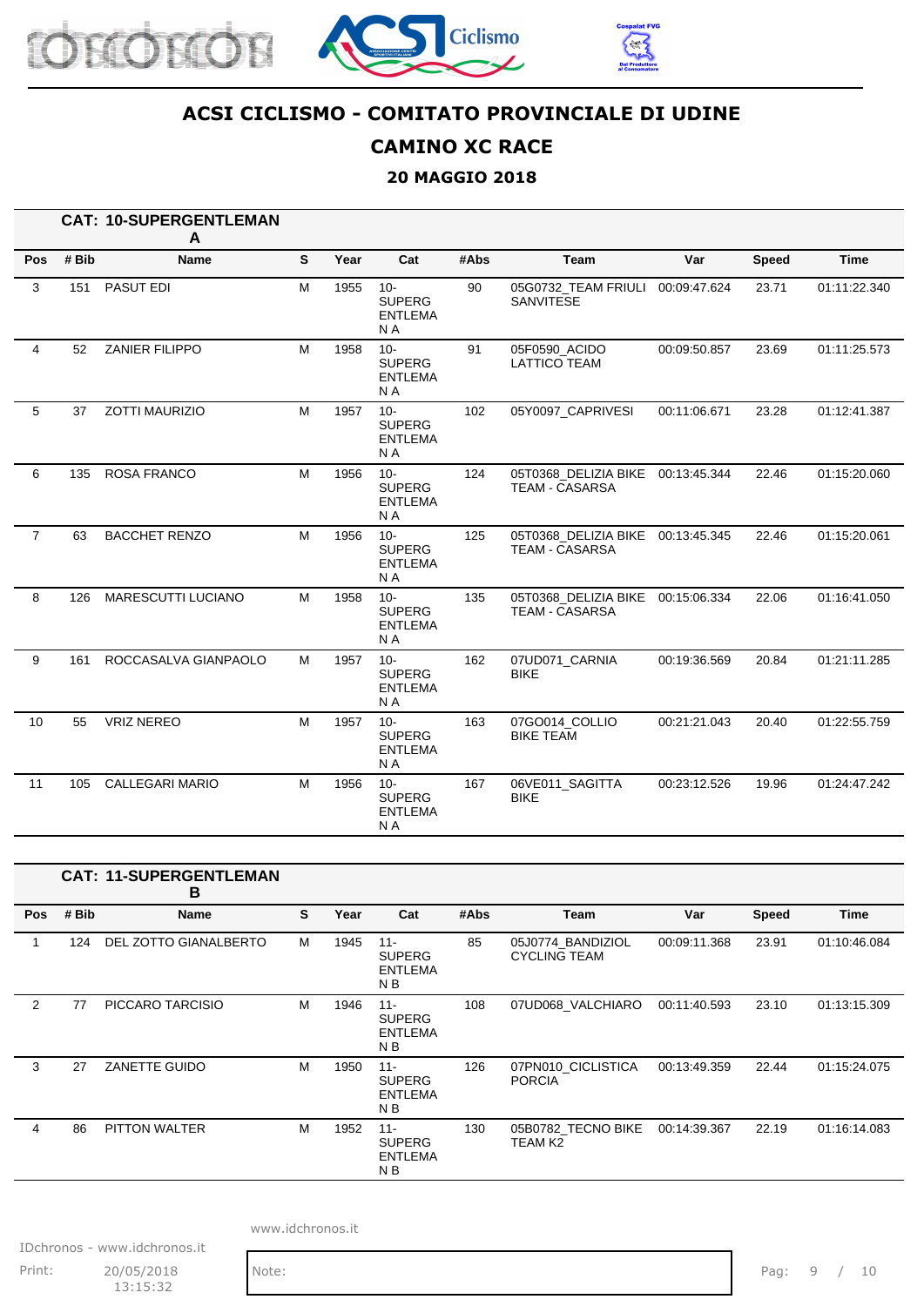# ACSI CICLISMO - COMITATO PROVINCIALE DI UDINE

## CAMINO XC RACE

### 20 MAGGIO 2018

**CAT: 10-SUPERGENTLEMAN A**

| Pos | # Bib | Name | S | Year | Cat | #Abs | Team | Var | Speed | Time |
|---|---|---|---|---|---|---|---|---|---|---|
| 3 | 151 | PASUT EDI | M | 1955 | 10-SUPERGENTLEMAN A | 90 | 05G0732_TEAM FRIULI SANVITESE | 00:09:47.624 | 23.71 | 01:11:22.340 |
| 4 | 52 | ZANIER FILIPPO | M | 1958 | 10-SUPERGENTLEMAN A | 91 | 05F0590_ACIDO LATTICO TEAM | 00:09:50.857 | 23.69 | 01:11:25.573 |
| 5 | 37 | ZOTTI MAURIZIO | M | 1957 | 10-SUPERGENTLEMAN A | 102 | 05Y0097_CAPRIVESI | 00:11:06.671 | 23.28 | 01:12:41.387 |
| 6 | 135 | ROSA FRANCO | M | 1956 | 10-SUPERGENTLEMAN A | 124 | 05T0368_DELIZIA BIKE TEAM - CASARSA | 00:13:45.344 | 22.46 | 01:15:20.060 |
| 7 | 63 | BACCHET RENZO | M | 1956 | 10-SUPERGENTLEMAN A | 125 | 05T0368_DELIZIA BIKE TEAM - CASARSA | 00:13:45.345 | 22.46 | 01:15:20.061 |
| 8 | 126 | MARESCUTTI LUCIANO | M | 1958 | 10-SUPERGENTLEMAN A | 135 | 05T0368_DELIZIA BIKE TEAM - CASARSA | 00:15:06.334 | 22.06 | 01:16:41.050 |
| 9 | 161 | ROCCASALVA GIANPAOLO | M | 1957 | 10-SUPERGENTLEMAN A | 162 | 07UD071_CARNIA BIKE | 00:19:36.569 | 20.84 | 01:21:11.285 |
| 10 | 55 | VRIZ NEREO | M | 1957 | 10-SUPERGENTLEMAN A | 163 | 07GO014_COLLIO BIKE TEAM | 00:21:21.043 | 20.40 | 01:22:55.759 |
| 11 | 105 | CALLEGARI MARIO | M | 1956 | 10-SUPERGENTLEMAN A | 167 | 06VE011_SAGITTA BIKE | 00:23:12.526 | 19.96 | 01:24:47.242 |

**CAT: 11-SUPERGENTLEMAN B**

| Pos | # Bib | Name | S | Year | Cat | #Abs | Team | Var | Speed | Time |
|---|---|---|---|---|---|---|---|---|---|---|
| 1 | 124 | DEL ZOTTO GIANALBERTO | M | 1945 | 11-SUPERGENTLEMAN B | 85 | 05J0774_BANDIZIOL CYCLING TEAM | 00:09:11.368 | 23.91 | 01:10:46.084 |
| 2 | 77 | PICCARO TARCISIO | M | 1946 | 11-SUPERGENTLEMAN B | 108 | 07UD068_VALCHIARO | 00:11:40.593 | 23.10 | 01:13:15.309 |
| 3 | 27 | ZANETTE GUIDO | M | 1950 | 11-SUPERGENTLEMAN B | 126 | 07PN010_CICLISTICA PORCIA | 00:13:49.359 | 22.44 | 01:15:24.075 |
| 4 | 86 | PITTON WALTER | M | 1952 | 11-SUPERGENTLEMAN B | 130 | 05B0782_TECNO BIKE TEAM K2 | 00:14:39.367 | 22.19 | 01:16:14.083 |

www.idchronos.it

IDchronos - www.idchronos.it

Print: 20/05/2018 13:15:32

Note: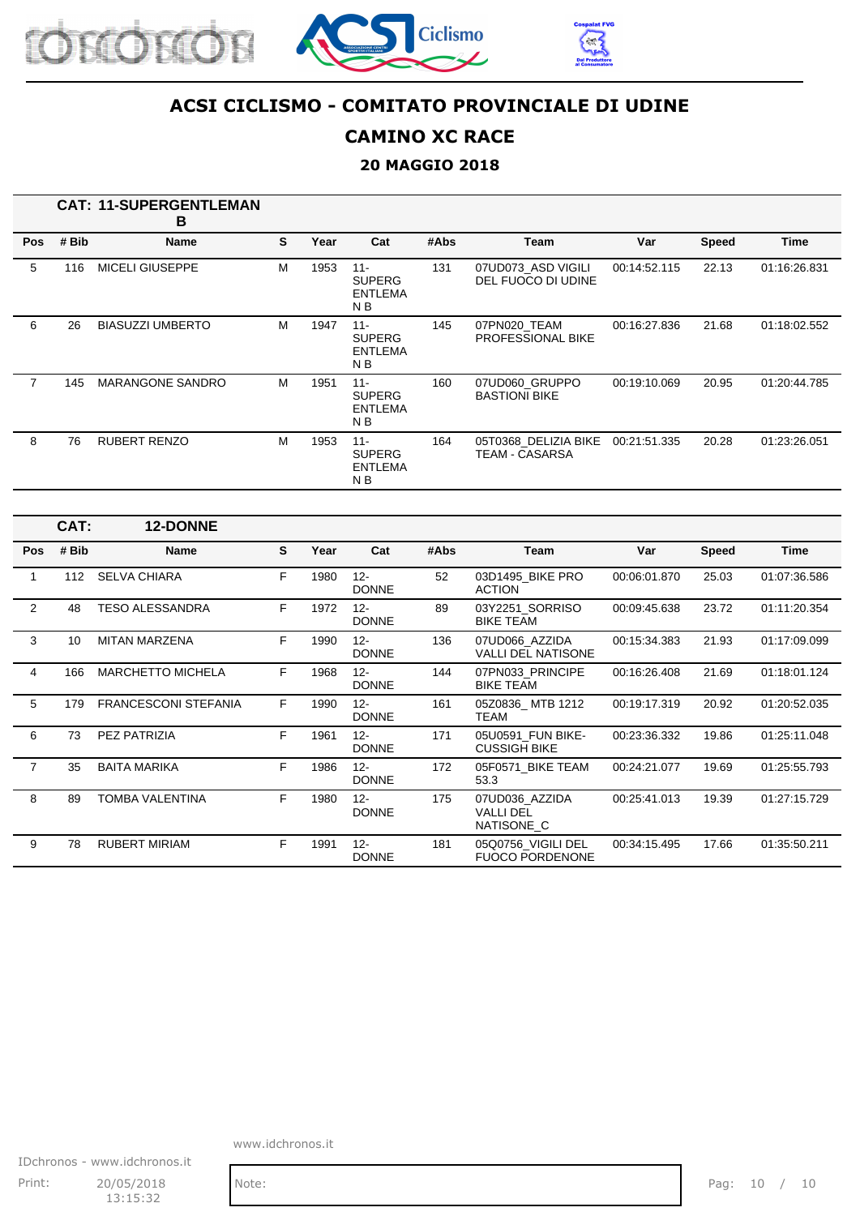# ACSI CICLISMO - COMITATO PROVINCIALE DI UDINE

## CAMINO XC RACE

### 20 MAGGIO 2018

**CAT: 11-SUPERGENTLEMAN B**

| Pos | # Bib | Name | S | Year | Cat | #Abs | Team | Var | Speed | Time |
|---|---|---|---|---|---|---|---|---|---|---|
| 5 | 116 | MICELI GIUSEPPE | M | 1953 | 11-SUPERGENTLEMAN B | 131 | 07UD073_ASD VIGILI DEL FUOCO DI UDINE | 00:14:52.115 | 22.13 | 01:16:26.831 |
| 6 | 26 | BIASUZZI UMBERTO | M | 1947 | 11-SUPERGENTLEMAN B | 145 | 07PN020_TEAM PROFESSIONAL BIKE | 00:16:27.836 | 21.68 | 01:18:02.552 |
| 7 | 145 | MARANGONE SANDRO | M | 1951 | 11-SUPERGENTLEMAN B | 160 | 07UD060_GRUPPO BASTIONI BIKE | 00:19:10.069 | 20.95 | 01:20:44.785 |
| 8 | 76 | RUBERT RENZO | M | 1953 | 11-SUPERGENTLEMAN B | 164 | 05T0368_DELIZIA BIKE TEAM - CASARSA | 00:21:51.335 | 20.28 | 01:23:26.051 |

**CAT: 12-DONNE**

| Pos | # Bib | Name | S | Year | Cat | #Abs | Team | Var | Speed | Time |
|---|---|---|---|---|---|---|---|---|---|---|
| 1 | 112 | SELVA CHIARA | F | 1980 | 12-DONNE | 52 | 03D1495_BIKE PRO ACTION | 00:06:01.870 | 25.03 | 01:07:36.586 |
| 2 | 48 | TESO ALESSANDRA | F | 1972 | 12-DONNE | 89 | 03Y2251_SORRISO BIKE TEAM | 00:09:45.638 | 23.72 | 01:11:20.354 |
| 3 | 10 | MITAN MARZENA | F | 1990 | 12-DONNE | 136 | 07UD066_AZZIDA VALLI DEL NATISONE | 00:15:34.383 | 21.93 | 01:17:09.099 |
| 4 | 166 | MARCHETTO MICHELA | F | 1968 | 12-DONNE | 144 | 07PN033_PRINCIPE BIKE TEAM | 00:16:26.408 | 21.69 | 01:18:01.124 |
| 5 | 179 | FRANCESCONI STEFANIA | F | 1990 | 12-DONNE | 161 | 05Z0836_ MTB 1212 TEAM | 00:19:17.319 | 20.92 | 01:20:52.035 |
| 6 | 73 | PEZ PATRIZIA | F | 1961 | 12-DONNE | 171 | 05U0591_FUN BIKE-CUSSIGH BIKE | 00:23:36.332 | 19.86 | 01:25:11.048 |
| 7 | 35 | BAITA MARIKA | F | 1986 | 12-DONNE | 172 | 05F0571_BIKE TEAM 53.3 | 00:24:21.077 | 19.69 | 01:25:55.793 |
| 8 | 89 | TOMBA VALENTINA | F | 1980 | 12-DONNE | 175 | 07UD036_AZZIDA VALLI DEL NATISONE_C | 00:25:41.013 | 19.39 | 01:27:15.729 |
| 9 | 78 | RUBERT MIRIAM | F | 1991 | 12-DONNE | 181 | 05Q0756_VIGILI DEL FUOCO PORDENONE | 00:34:15.495 | 17.66 | 01:35:50.211 |

www.idchronos.it

IDchronos - www.idchronos.it

Print: 20/05/2018 13:15:32

Note: